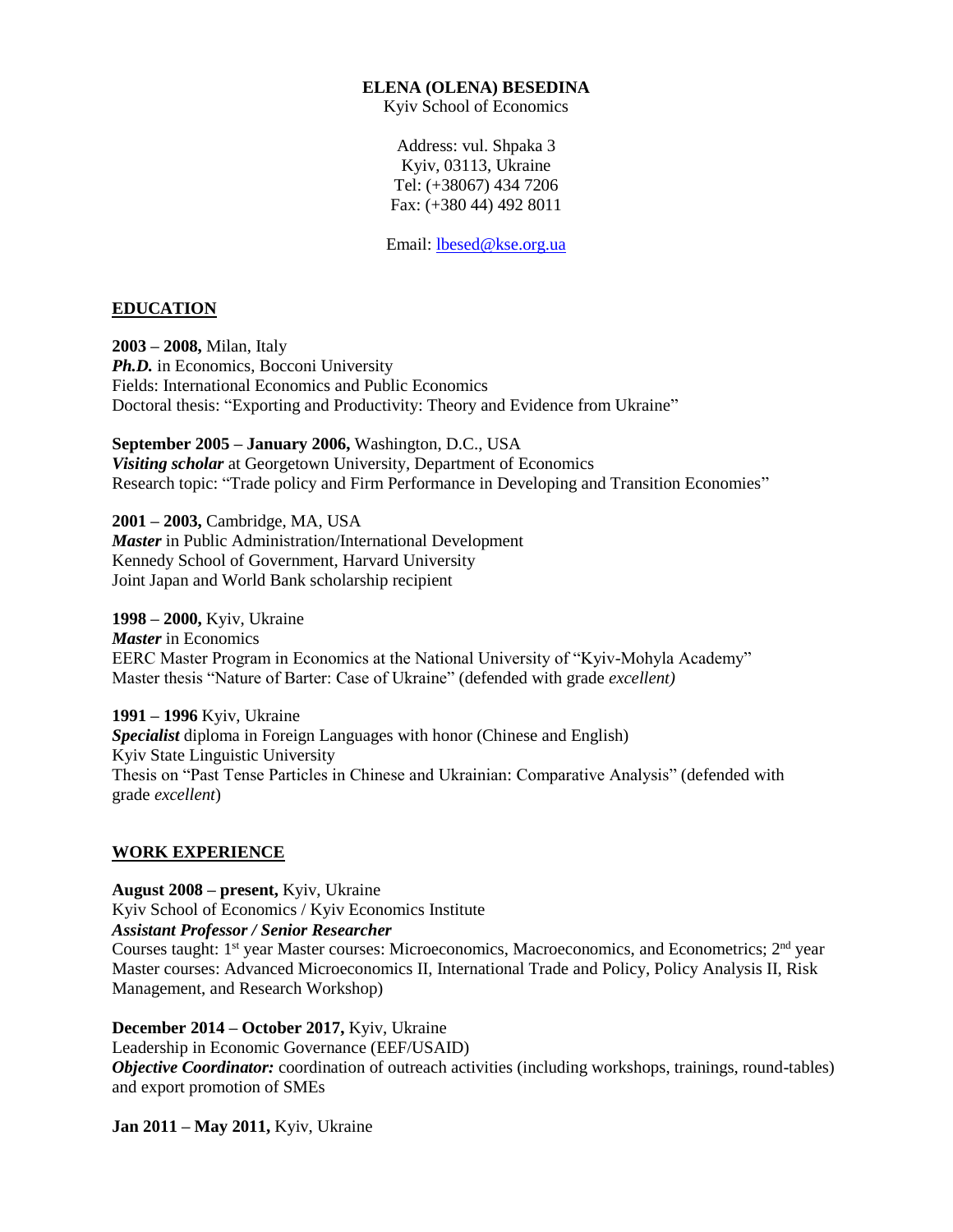**ELENA (OLENA) BESEDINA**
Kyiv School of Economics

Address: vul. Shpaka 3
Kyiv, 03113, Ukraine
Tel: (+38067) 434 7206
Fax: (+380 44) 492 8011

Email: lbesed@kse.org.ua

## EDUCATION

**2003 – 2008,** Milan, Italy
***Ph.D.*** in Economics, Bocconi University
Fields: International Economics and Public Economics
Doctoral thesis: "Exporting and Productivity: Theory and Evidence from Ukraine"

**September 2005 – January 2006,** Washington, D.C., USA
***Visiting scholar*** at Georgetown University, Department of Economics
Research topic: "Trade policy and Firm Performance in Developing and Transition Economies"

**2001 – 2003,** Cambridge, MA, USA
***Master*** in Public Administration/International Development
Kennedy School of Government, Harvard University
Joint Japan and World Bank scholarship recipient

**1998 – 2000,** Kyiv, Ukraine
***Master*** in Economics
EERC Master Program in Economics at the National University of "Kyiv-Mohyla Academy"
Master thesis "Nature of Barter: Case of Ukraine" (defended with grade *excellent)*

**1991 – 1996** Kyiv, Ukraine
***Specialist*** diploma in Foreign Languages with honor (Chinese and English)
Kyiv State Linguistic University
Thesis on "Past Tense Particles in Chinese and Ukrainian: Comparative Analysis" (defended with grade *excellent*)

## WORK EXPERIENCE

**August 2008 – present,** Kyiv, Ukraine
Kyiv School of Economics / Kyiv Economics Institute
***Assistant Professor / Senior Researcher***
Courses taught: 1st year Master courses: Microeconomics, Macroeconomics, and Econometrics; 2nd year Master courses: Advanced Microeconomics II, International Trade and Policy, Policy Analysis II, Risk Management, and Research Workshop)

**December 2014 – October 2017,** Kyiv, Ukraine
Leadership in Economic Governance (EEF/USAID)
***Objective Coordinator:*** coordination of outreach activities (including workshops, trainings, round-tables) and export promotion of SMEs

**Jan 2011 – May 2011,** Kyiv, Ukraine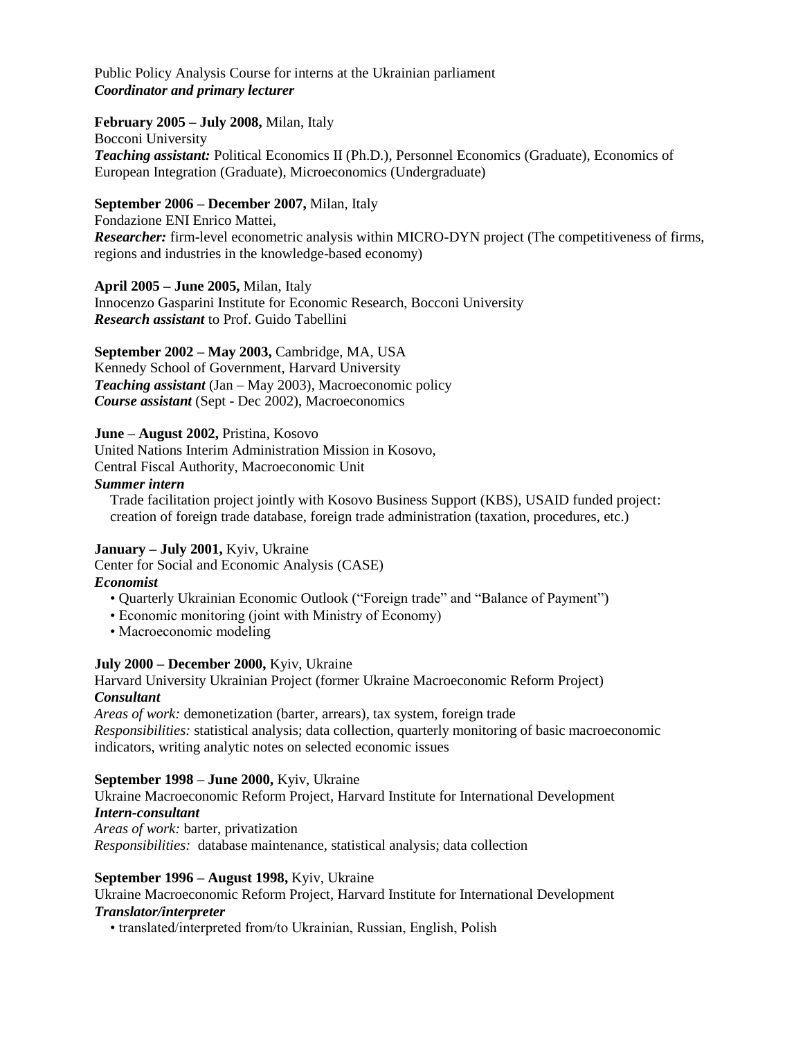Public Policy Analysis Course for interns at the Ukrainian parliament
***Coordinator and primary lecturer***

**February 2005 – July 2008,** Milan, Italy
Bocconi University
***Teaching assistant:*** Political Economics II (Ph.D.), Personnel Economics (Graduate), Economics of European Integration (Graduate), Microeconomics (Undergraduate)

**September 2006 – December 2007,** Milan, Italy
Fondazione ENI Enrico Mattei,
***Researcher:*** firm-level econometric analysis within MICRO-DYN project (The competitiveness of firms, regions and industries in the knowledge-based economy)

**April 2005 – June 2005,** Milan, Italy
Innocenzo Gasparini Institute for Economic Research, Bocconi University
***Research assistant*** to Prof. Guido Tabellini

**September 2002 – May 2003,** Cambridge, MA, USA
Kennedy School of Government, Harvard University
***Teaching assistant*** (Jan – May 2003), Macroeconomic policy
***Course assistant*** (Sept - Dec 2002), Macroeconomics

**June – August 2002,** Pristina, Kosovo
United Nations Interim Administration Mission in Kosovo,
Central Fiscal Authority, Macroeconomic Unit
***Summer intern***
Trade facilitation project jointly with Kosovo Business Support (KBS), USAID funded project: creation of foreign trade database, foreign trade administration (taxation, procedures, etc.)

**January – July 2001,** Kyiv, Ukraine
Center for Social and Economic Analysis (CASE)
***Economist***

- Quarterly Ukrainian Economic Outlook ("Foreign trade" and "Balance of Payment")
- Economic monitoring (joint with Ministry of Economy)
- Macroeconomic modeling

**July 2000 – December 2000,** Kyiv, Ukraine
Harvard University Ukrainian Project (former Ukraine Macroeconomic Reform Project)
***Consultant***
*Areas of work:* demonetization (barter, arrears), tax system, foreign trade
*Responsibilities:* statistical analysis; data collection, quarterly monitoring of basic macroeconomic indicators, writing analytic notes on selected economic issues

**September 1998 – June 2000,** Kyiv, Ukraine
Ukraine Macroeconomic Reform Project, Harvard Institute for International Development
***Intern-consultant***
*Areas of work:* barter, privatization
*Responsibilities:* database maintenance, statistical analysis; data collection

**September 1996 – August 1998,** Kyiv, Ukraine
Ukraine Macroeconomic Reform Project, Harvard Institute for International Development
***Translator/interpreter***

- translated/interpreted from/to Ukrainian, Russian, English, Polish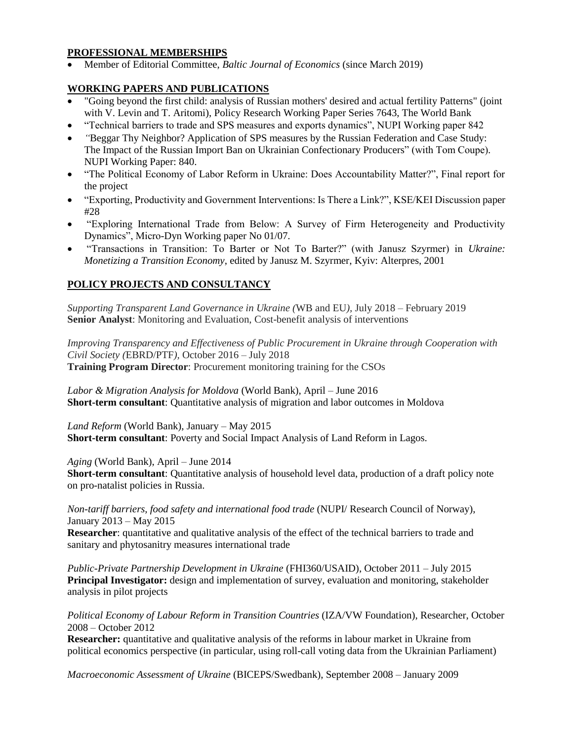## PROFESSIONAL MEMBERSHIPS

- Member of Editorial Committee, *Baltic Journal of Economics* (since March 2019)

## WORKING PAPERS AND PUBLICATIONS

- "Going beyond the first child: analysis of Russian mothers' desired and actual fertility Patterns" (joint with V. Levin and T. Aritomi), Policy Research Working Paper Series 7643, The World Bank
- "Technical barriers to trade and SPS measures and exports dynamics", NUPI Working paper 842
- "Beggar Thy Neighbor? Application of SPS measures by the Russian Federation and Case Study: The Impact of the Russian Import Ban on Ukrainian Confectionary Producers" (with Tom Coupe). NUPI Working Paper: 840.
- "The Political Economy of Labor Reform in Ukraine: Does Accountability Matter?", Final report for the project
- "Exporting, Productivity and Government Interventions: Is There a Link?", KSE/KEI Discussion paper #28
- "Exploring International Trade from Below: A Survey of Firm Heterogeneity and Productivity Dynamics", Micro-Dyn Working paper No 01/07.
- "Transactions in Transition: To Barter or Not To Barter?" (with Janusz Szyrmer) in *Ukraine: Monetizing a Transition Economy*, edited by Janusz M. Szyrmer, Kyiv: Alterpres, 2001

## POLICY PROJECTS AND CONSULTANCY

*Supporting Transparent Land Governance in Ukraine (*WB and EU*)*, July 2018 – February 2019
**Senior Analyst**: Monitoring and Evaluation, Cost-benefit analysis of interventions

*Improving Transparency and Effectiveness of Public Procurement in Ukraine through Cooperation with Civil Society (*EBRD/PTF*)*, October 2016 – July 2018
**Training Program Director**: Procurement monitoring training for the CSOs

*Labor & Migration Analysis for Moldova* (World Bank), April – June 2016
**Short-term consultant**: Quantitative analysis of migration and labor outcomes in Moldova

*Land Reform* (World Bank), January – May 2015
**Short-term consultant**: Poverty and Social Impact Analysis of Land Reform in Lagos.

*Aging* (World Bank), April – June 2014
**Short-term consultant**: Quantitative analysis of household level data, production of a draft policy note on pro-natalist policies in Russia.

*Non-tariff barriers, food safety and international food trade* (NUPI/ Research Council of Norway), January 2013 – May 2015
**Researcher**: quantitative and qualitative analysis of the effect of the technical barriers to trade and sanitary and phytosanitry measures international trade

*Public-Private Partnership Development in Ukraine* (FHI360/USAID), October 2011 – July 2015
**Principal Investigator:** design and implementation of survey, evaluation and monitoring, stakeholder analysis in pilot projects

*Political Economy of Labour Reform in Transition Countries* (IZA/VW Foundation), Researcher, October 2008 – October 2012
**Researcher:** quantitative and qualitative analysis of the reforms in labour market in Ukraine from political economics perspective (in particular, using roll-call voting data from the Ukrainian Parliament)

*Macroeconomic Assessment of Ukraine* (BICEPS/Swedbank), September 2008 – January 2009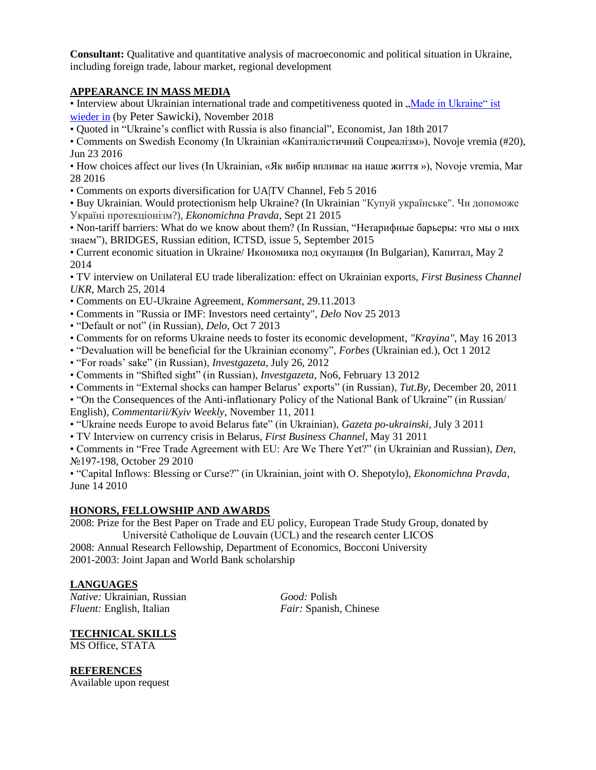**Consultant:** Qualitative and quantitative analysis of macroeconomic and political situation in Ukraine, including foreign trade, labour market, regional development

## APPEARANCE IN MASS MEDIA

- Interview about Ukrainian international trade and competitiveness quoted in „Made in Ukraine“ ist wieder in (by Peter Sawicki), November 2018
- Quoted in "Ukraine's conflict with Russia is also financial", Economist, Jan 18th 2017
- Comments on Swedish Economy (In Ukrainian «Капіталістичний Соцреалізм»), Novoje vremia (#20), Jun 23 2016
- How choices affect our lives (In Ukrainian, «Як вибір впливає на наше життя »), Novoje vremia, Mar 28 2016
- Comments on exports diversification for UA|TV Channel, Feb 5 2016
- Buy Ukrainian. Would protectionism help Ukraine? (In Ukrainian "Купуй українське". Чи допоможе Україні протекціонізм?), *Ekonomichna Pravda*, Sept 21 2015
- Non-tariff barriers: What do we know about them? (In Russian, "Нетарифные барьеры: что мы о них знаем"), BRIDGES, Russian edition, ICTSD, issue 5, September 2015
- Current economic situation in Ukraine/ Икономика под окупация (In Bulgarian), Капитал, May 2 2014
- TV interview on Unilateral EU trade liberalization: effect on Ukrainian exports, *First Business Channel UKR*, March 25, 2014
- Comments on EU-Ukraine Agreement, *Kommersant*, 29.11.2013
- Comments in "Russia or IMF: Investors need certainty", *Delo* Nov 25 2013
- "Default or not" (in Russian), *Delo*, Oct 7 2013
- Comments for on reforms Ukraine needs to foster its economic development, *"Krayina"*, May 16 2013
- "Devaluation will be beneficial for the Ukrainian economy", *Forbes* (Ukrainian ed.), Oct 1 2012
- "For roads' sake" (in Russian), *Investgazeta*, July 26, 2012
- Comments in "Shifted sight" (in Russian), *Investgazeta*, No6, February 13 2012
- Comments in "External shocks can hamper Belarus' exports" (in Russian), *Tut.By*, December 20, 2011
- "On the Consequences of the Anti-inflationary Policy of the National Bank of Ukraine" (in Russian/ English), *Commentarii/Kyiv Weekly*, November 11, 2011
- "Ukraine needs Europe to avoid Belarus fate" (in Ukrainian), *Gazeta po-ukrainski*, July 3 2011
- TV Interview on currency crisis in Belarus, *First Business Channel*, May 31 2011
- Comments in "Free Trade Agreement with EU: Are We There Yet?" (in Ukrainian and Russian), *Den*, №197-198, October 29 2010
- "Capital Inflows: Blessing or Curse?" (in Ukrainian, joint with O. Shepotylo), *Ekonomichna Pravda*, June 14 2010

## HONORS, FELLOWSHIP AND AWARDS

2008: Prize for the Best Paper on Trade and EU policy, European Trade Study Group, donated by Université Catholique de Louvain (UCL) and the research center LICOS

2008: Annual Research Fellowship, Department of Economics, Bocconi University

2001-2003: Joint Japan and World Bank scholarship

## LANGUAGES

*Native:* Ukrainian, Russian

*Fluent:* English, Italian

*Good:* Polish

*Fair:* Spanish, Chinese

## TECHNICAL SKILLS

MS Office, STATA

## REFERENCES

Available upon request